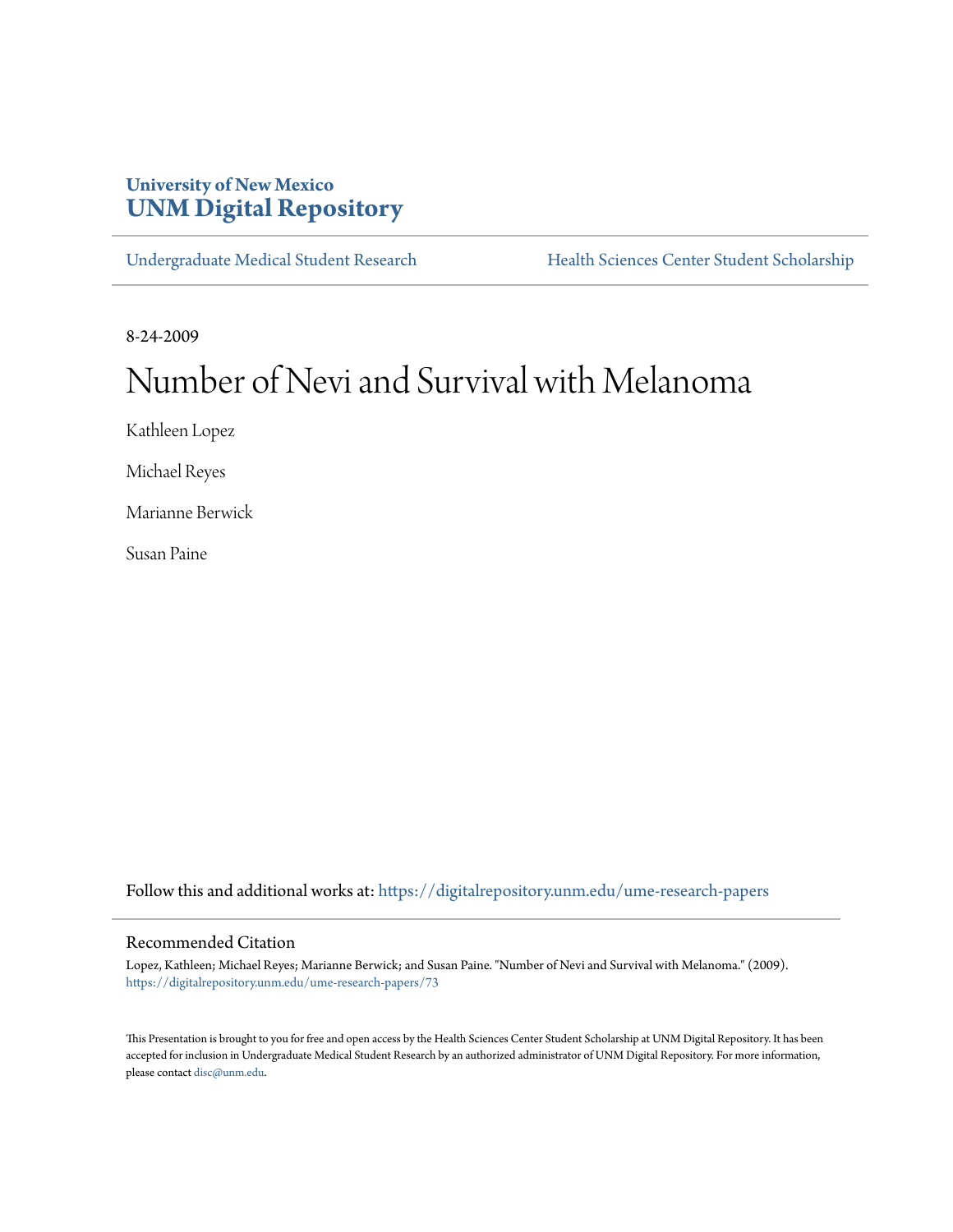University of New Mexico
**UNM Digital Repository**

Undergraduate Medical Student Research | Health Sciences Center Student Scholarship

8-24-2009

# Number of Nevi and Survival with Melanoma

Kathleen Lopez

Michael Reyes

Marianne Berwick

Susan Paine

Follow this and additional works at: https://digitalrepository.unm.edu/ume-research-papers

## Recommended Citation

Lopez, Kathleen; Michael Reyes; Marianne Berwick; and Susan Paine. "Number of Nevi and Survival with Melanoma." (2009). https://digitalrepository.unm.edu/ume-research-papers/73

This Presentation is brought to you for free and open access by the Health Sciences Center Student Scholarship at UNM Digital Repository. It has been accepted for inclusion in Undergraduate Medical Student Research by an authorized administrator of UNM Digital Repository. For more information, please contact disc@unm.edu.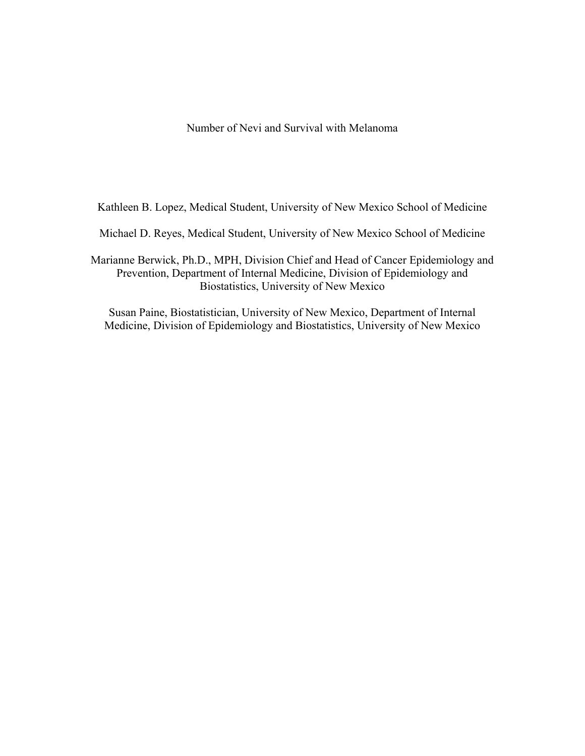# Number of Nevi and Survival with Melanoma

Kathleen B. Lopez, Medical Student, University of New Mexico School of Medicine

Michael D. Reyes, Medical Student, University of New Mexico School of Medicine

Marianne Berwick, Ph.D., MPH, Division Chief and Head of Cancer Epidemiology and Prevention, Department of Internal Medicine, Division of Epidemiology and Biostatistics, University of New Mexico

Susan Paine, Biostatistician, University of New Mexico, Department of Internal Medicine, Division of Epidemiology and Biostatistics, University of New Mexico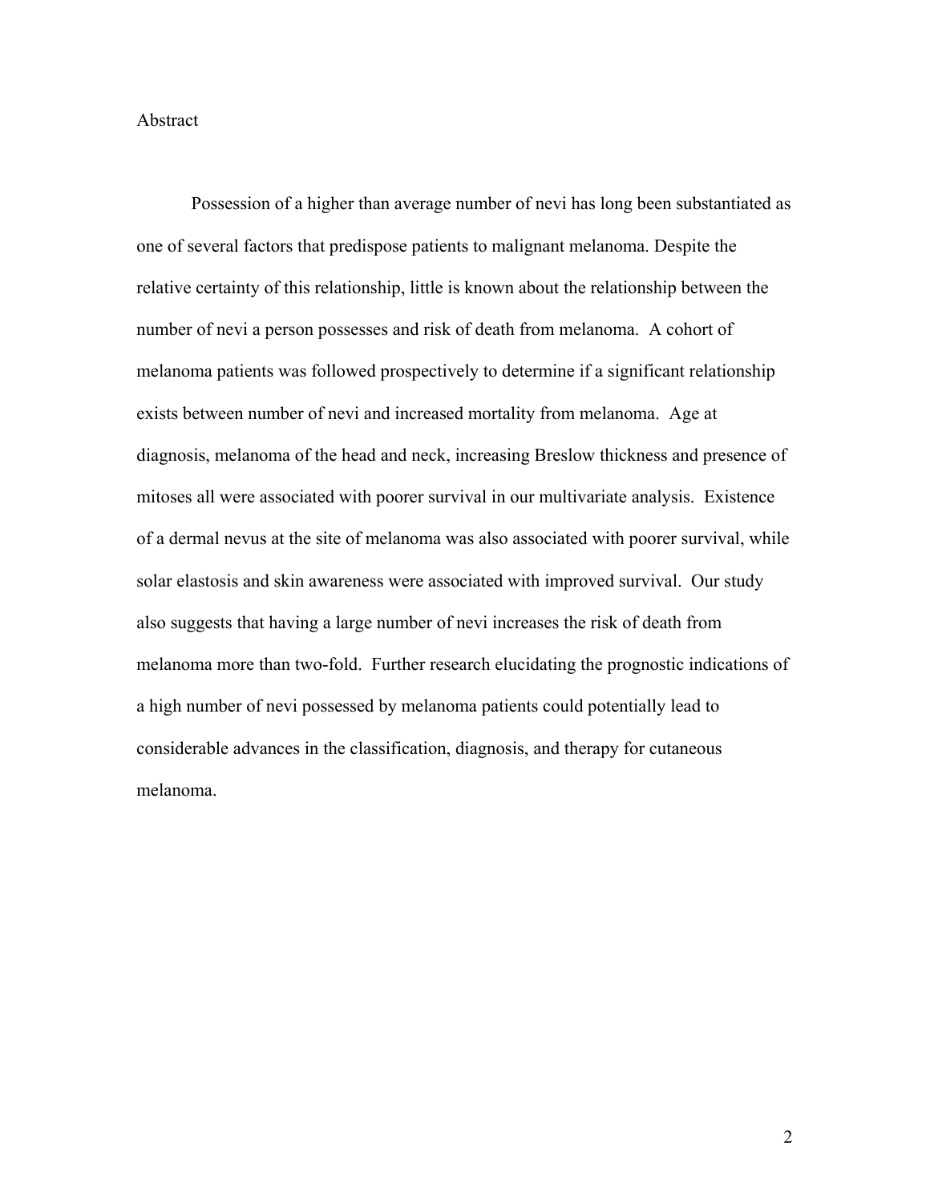# Abstract

Possession of a higher than average number of nevi has long been substantiated as one of several factors that predispose patients to malignant melanoma. Despite the relative certainty of this relationship, little is known about the relationship between the number of nevi a person possesses and risk of death from melanoma. A cohort of melanoma patients was followed prospectively to determine if a significant relationship exists between number of nevi and increased mortality from melanoma. Age at diagnosis, melanoma of the head and neck, increasing Breslow thickness and presence of mitoses all were associated with poorer survival in our multivariate analysis. Existence of a dermal nevus at the site of melanoma was also associated with poorer survival, while solar elastosis and skin awareness were associated with improved survival. Our study also suggests that having a large number of nevi increases the risk of death from melanoma more than two-fold. Further research elucidating the prognostic indications of a high number of nevi possessed by melanoma patients could potentially lead to considerable advances in the classification, diagnosis, and therapy for cutaneous melanoma.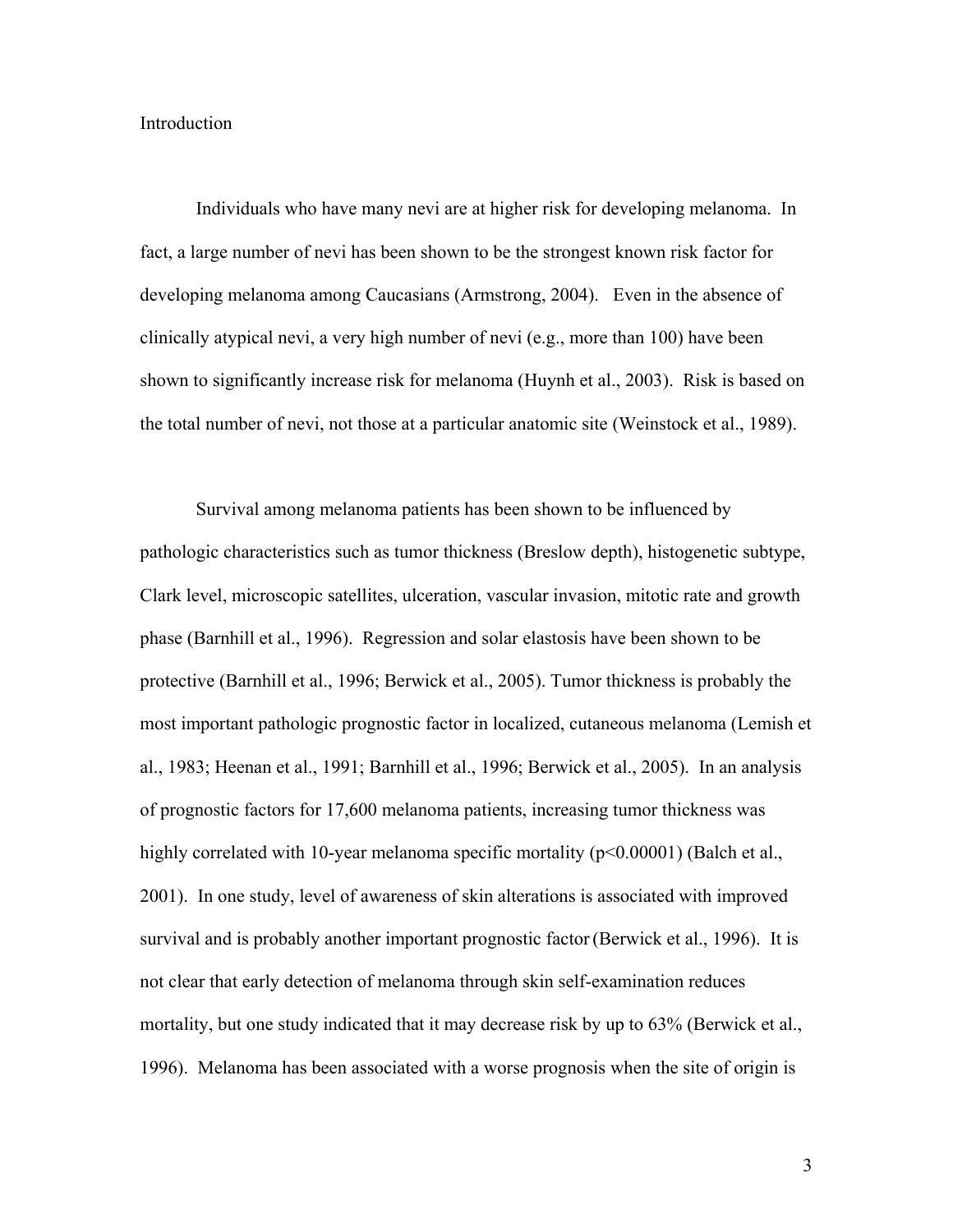# Introduction

Individuals who have many nevi are at higher risk for developing melanoma. In fact, a large number of nevi has been shown to be the strongest known risk factor for developing melanoma among Caucasians (Armstrong, 2004). Even in the absence of clinically atypical nevi, a very high number of nevi (e.g., more than 100) have been shown to significantly increase risk for melanoma (Huynh et al., 2003). Risk is based on the total number of nevi, not those at a particular anatomic site (Weinstock et al., 1989).

Survival among melanoma patients has been shown to be influenced by pathologic characteristics such as tumor thickness (Breslow depth), histogenetic subtype, Clark level, microscopic satellites, ulceration, vascular invasion, mitotic rate and growth phase (Barnhill et al., 1996). Regression and solar elastosis have been shown to be protective (Barnhill et al., 1996; Berwick et al., 2005). Tumor thickness is probably the most important pathologic prognostic factor in localized, cutaneous melanoma (Lemish et al., 1983; Heenan et al., 1991; Barnhill et al., 1996; Berwick et al., 2005). In an analysis of prognostic factors for 17,600 melanoma patients, increasing tumor thickness was highly correlated with 10-year melanoma specific mortality ($p<0.00001$) (Balch et al., 2001). In one study, level of awareness of skin alterations is associated with improved survival and is probably another important prognostic factor (Berwick et al., 1996). It is not clear that early detection of melanoma through skin self-examination reduces mortality, but one study indicated that it may decrease risk by up to 63% (Berwick et al., 1996). Melanoma has been associated with a worse prognosis when the site of origin is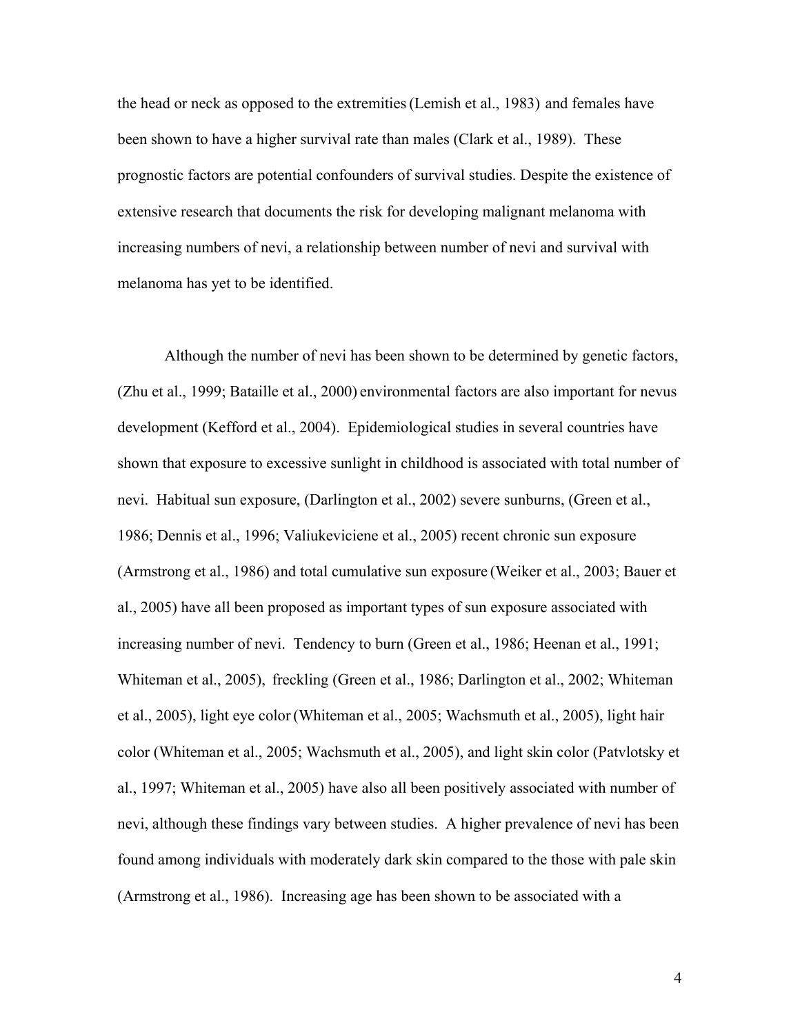the head or neck as opposed to the extremities (Lemish et al., 1983) and females have been shown to have a higher survival rate than males (Clark et al., 1989). These prognostic factors are potential confounders of survival studies. Despite the existence of extensive research that documents the risk for developing malignant melanoma with increasing numbers of nevi, a relationship between number of nevi and survival with melanoma has yet to be identified.

Although the number of nevi has been shown to be determined by genetic factors, (Zhu et al., 1999; Bataille et al., 2000) environmental factors are also important for nevus development (Kefford et al., 2004). Epidemiological studies in several countries have shown that exposure to excessive sunlight in childhood is associated with total number of nevi. Habitual sun exposure, (Darlington et al., 2002) severe sunburns, (Green et al., 1986; Dennis et al., 1996; Valiukeviciene et al., 2005) recent chronic sun exposure (Armstrong et al., 1986) and total cumulative sun exposure (Weiker et al., 2003; Bauer et al., 2005) have all been proposed as important types of sun exposure associated with increasing number of nevi. Tendency to burn (Green et al., 1986; Heenan et al., 1991; Whiteman et al., 2005), freckling (Green et al., 1986; Darlington et al., 2002; Whiteman et al., 2005), light eye color (Whiteman et al., 2005; Wachsmuth et al., 2005), light hair color (Whiteman et al., 2005; Wachsmuth et al., 2005), and light skin color (Patvlotsky et al., 1997; Whiteman et al., 2005) have also all been positively associated with number of nevi, although these findings vary between studies. A higher prevalence of nevi has been found among individuals with moderately dark skin compared to the those with pale skin (Armstrong et al., 1986). Increasing age has been shown to be associated with a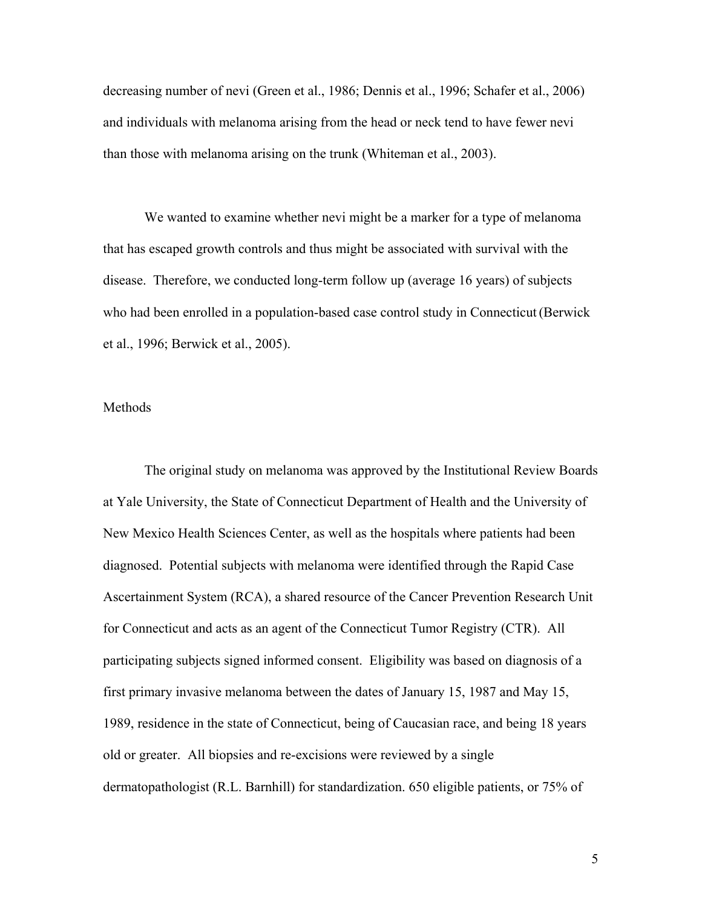decreasing number of nevi (Green et al., 1986; Dennis et al., 1996; Schafer et al., 2006) and individuals with melanoma arising from the head or neck tend to have fewer nevi than those with melanoma arising on the trunk (Whiteman et al., 2003).

We wanted to examine whether nevi might be a marker for a type of melanoma that has escaped growth controls and thus might be associated with survival with the disease. Therefore, we conducted long-term follow up (average 16 years) of subjects who had been enrolled in a population-based case control study in Connecticut (Berwick et al., 1996; Berwick et al., 2005).

## Methods

The original study on melanoma was approved by the Institutional Review Boards at Yale University, the State of Connecticut Department of Health and the University of New Mexico Health Sciences Center, as well as the hospitals where patients had been diagnosed. Potential subjects with melanoma were identified through the Rapid Case Ascertainment System (RCA), a shared resource of the Cancer Prevention Research Unit for Connecticut and acts as an agent of the Connecticut Tumor Registry (CTR). All participating subjects signed informed consent. Eligibility was based on diagnosis of a first primary invasive melanoma between the dates of January 15, 1987 and May 15, 1989, residence in the state of Connecticut, being of Caucasian race, and being 18 years old or greater. All biopsies and re-excisions were reviewed by a single dermatopathologist (R.L. Barnhill) for standardization. 650 eligible patients, or 75% of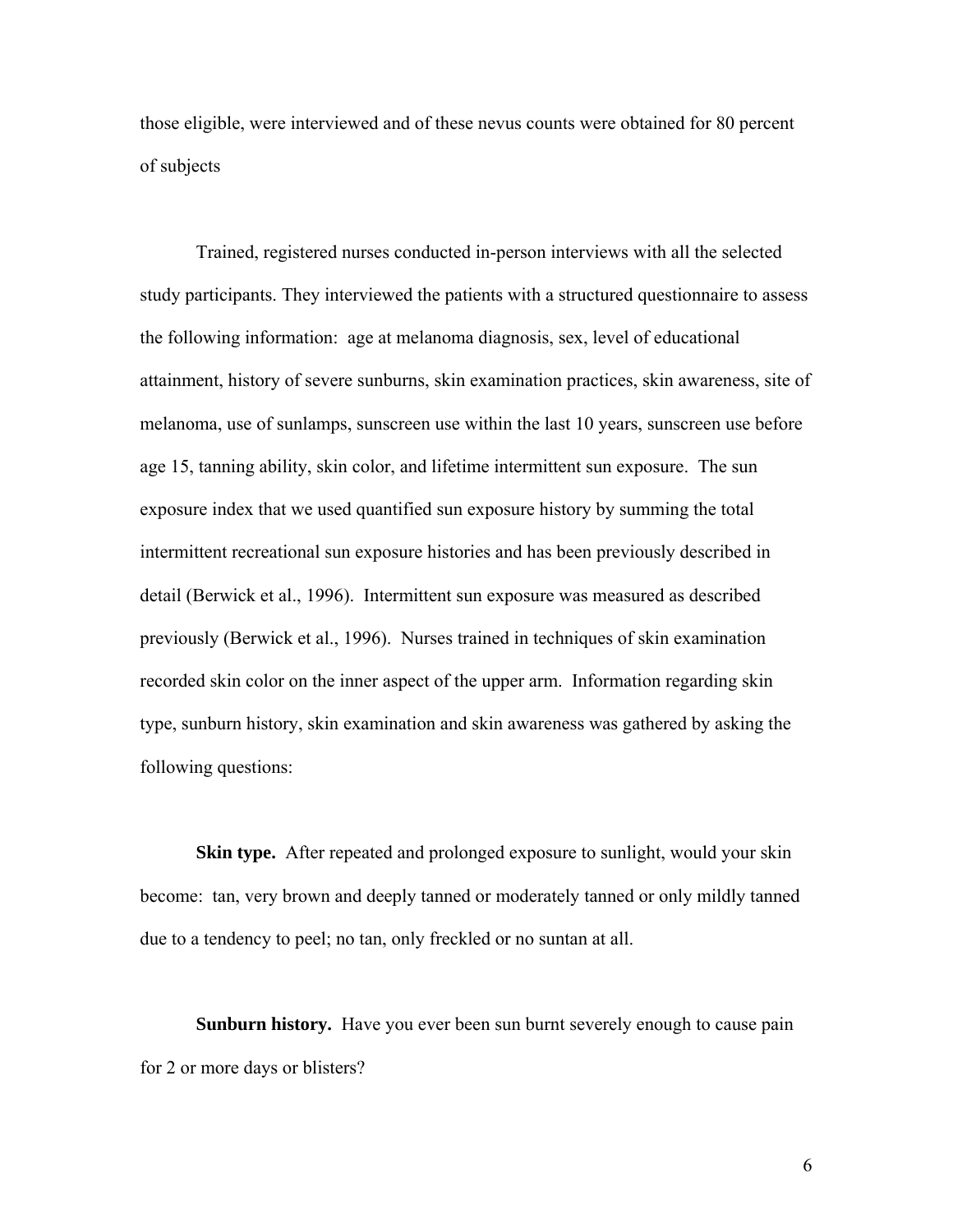those eligible, were interviewed and of these nevus counts were obtained for 80 percent of subjects

Trained, registered nurses conducted in-person interviews with all the selected study participants. They interviewed the patients with a structured questionnaire to assess the following information: age at melanoma diagnosis, sex, level of educational attainment, history of severe sunburns, skin examination practices, skin awareness, site of melanoma, use of sunlamps, sunscreen use within the last 10 years, sunscreen use before age 15, tanning ability, skin color, and lifetime intermittent sun exposure. The sun exposure index that we used quantified sun exposure history by summing the total intermittent recreational sun exposure histories and has been previously described in detail (Berwick et al., 1996). Intermittent sun exposure was measured as described previously (Berwick et al., 1996). Nurses trained in techniques of skin examination recorded skin color on the inner aspect of the upper arm. Information regarding skin type, sunburn history, skin examination and skin awareness was gathered by asking the following questions:

**Skin type.** After repeated and prolonged exposure to sunlight, would your skin become: tan, very brown and deeply tanned or moderately tanned or only mildly tanned due to a tendency to peel; no tan, only freckled or no suntan at all.

**Sunburn history.** Have you ever been sun burnt severely enough to cause pain for 2 or more days or blisters?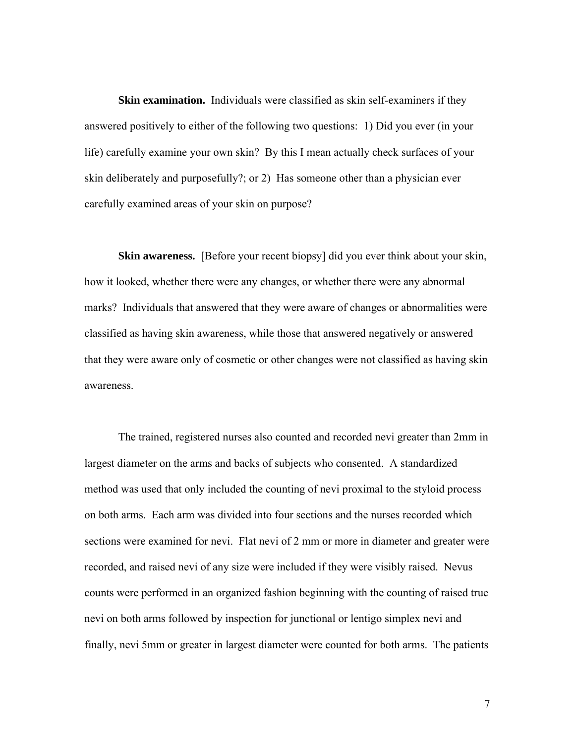**Skin examination.** Individuals were classified as skin self-examiners if they answered positively to either of the following two questions: 1) Did you ever (in your life) carefully examine your own skin? By this I mean actually check surfaces of your skin deliberately and purposefully?; or 2) Has someone other than a physician ever carefully examined areas of your skin on purpose?

**Skin awareness.** [Before your recent biopsy] did you ever think about your skin, how it looked, whether there were any changes, or whether there were any abnormal marks? Individuals that answered that they were aware of changes or abnormalities were classified as having skin awareness, while those that answered negatively or answered that they were aware only of cosmetic or other changes were not classified as having skin awareness.

The trained, registered nurses also counted and recorded nevi greater than 2mm in largest diameter on the arms and backs of subjects who consented. A standardized method was used that only included the counting of nevi proximal to the styloid process on both arms. Each arm was divided into four sections and the nurses recorded which sections were examined for nevi. Flat nevi of 2 mm or more in diameter and greater were recorded, and raised nevi of any size were included if they were visibly raised. Nevus counts were performed in an organized fashion beginning with the counting of raised true nevi on both arms followed by inspection for junctional or lentigo simplex nevi and finally, nevi 5mm or greater in largest diameter were counted for both arms. The patients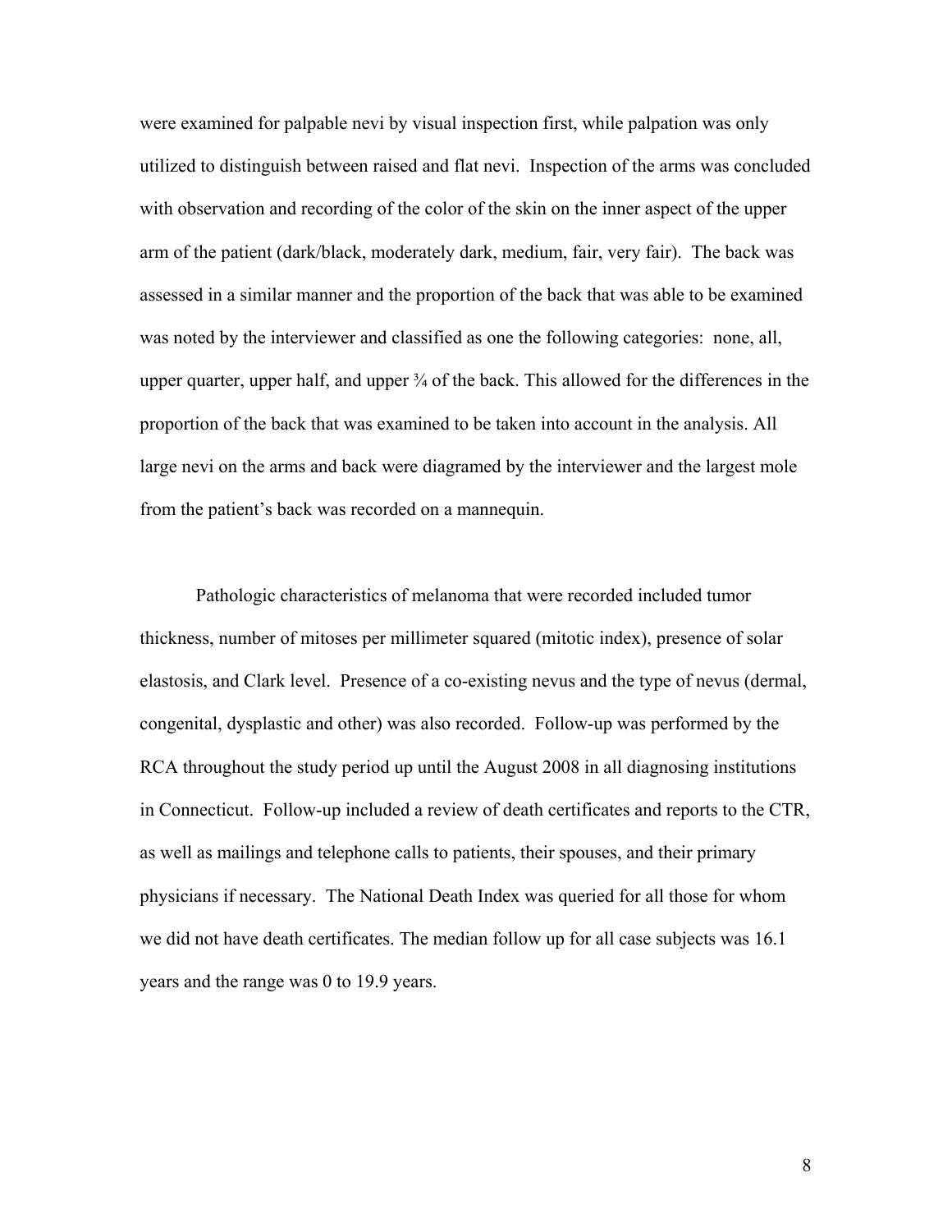were examined for palpable nevi by visual inspection first, while palpation was only utilized to distinguish between raised and flat nevi. Inspection of the arms was concluded with observation and recording of the color of the skin on the inner aspect of the upper arm of the patient (dark/black, moderately dark, medium, fair, very fair). The back was assessed in a similar manner and the proportion of the back that was able to be examined was noted by the interviewer and classified as one the following categories: none, all, upper quarter, upper half, and upper ¾ of the back. This allowed for the differences in the proportion of the back that was examined to be taken into account in the analysis. All large nevi on the arms and back were diagramed by the interviewer and the largest mole from the patient's back was recorded on a mannequin.

Pathologic characteristics of melanoma that were recorded included tumor thickness, number of mitoses per millimeter squared (mitotic index), presence of solar elastosis, and Clark level. Presence of a co-existing nevus and the type of nevus (dermal, congenital, dysplastic and other) was also recorded. Follow-up was performed by the RCA throughout the study period up until the August 2008 in all diagnosing institutions in Connecticut. Follow-up included a review of death certificates and reports to the CTR, as well as mailings and telephone calls to patients, their spouses, and their primary physicians if necessary. The National Death Index was queried for all those for whom we did not have death certificates. The median follow up for all case subjects was 16.1 years and the range was 0 to 19.9 years.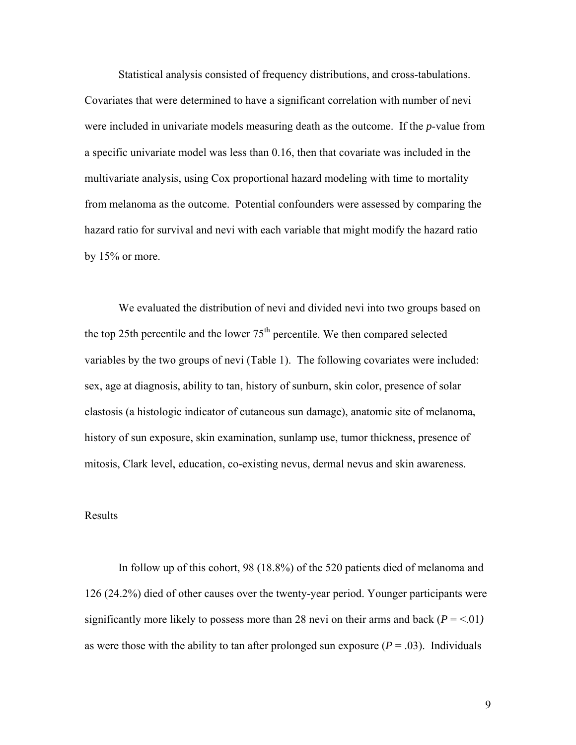Statistical analysis consisted of frequency distributions, and cross-tabulations. Covariates that were determined to have a significant correlation with number of nevi were included in univariate models measuring death as the outcome. If the *p*-value from a specific univariate model was less than 0.16, then that covariate was included in the multivariate analysis, using Cox proportional hazard modeling with time to mortality from melanoma as the outcome. Potential confounders were assessed by comparing the hazard ratio for survival and nevi with each variable that might modify the hazard ratio by 15% or more.

We evaluated the distribution of nevi and divided nevi into two groups based on the top 25th percentile and the lower 75th percentile. We then compared selected variables by the two groups of nevi (Table 1). The following covariates were included: sex, age at diagnosis, ability to tan, history of sunburn, skin color, presence of solar elastosis (a histologic indicator of cutaneous sun damage), anatomic site of melanoma, history of sun exposure, skin examination, sunlamp use, tumor thickness, presence of mitosis, Clark level, education, co-existing nevus, dermal nevus and skin awareness.

## Results

In follow up of this cohort, 98 (18.8%) of the 520 patients died of melanoma and 126 (24.2%) died of other causes over the twenty-year period. Younger participants were significantly more likely to possess more than 28 nevi on their arms and back (*P* = <.01*)* as were those with the ability to tan after prolonged sun exposure (*P* = .03). Individuals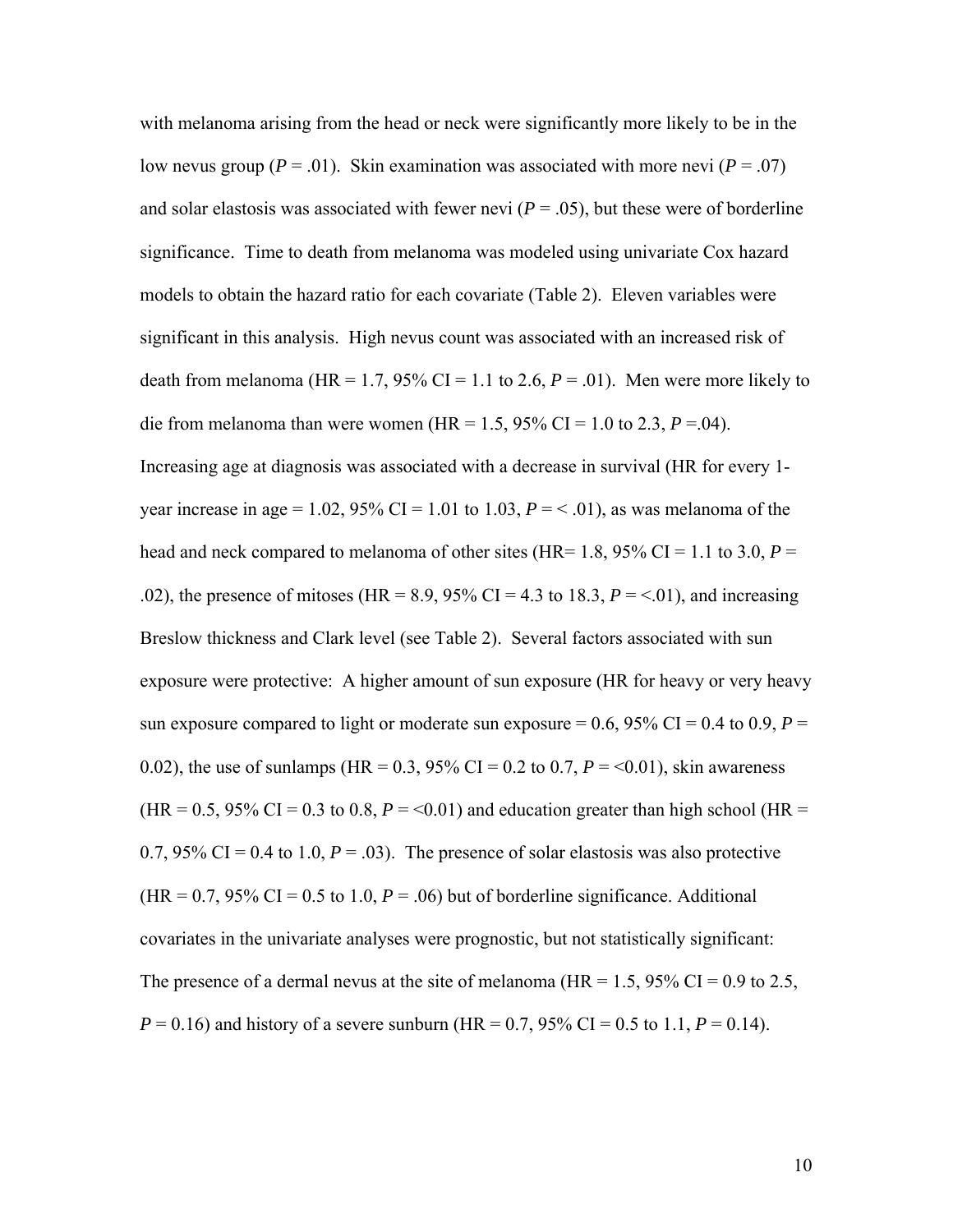with melanoma arising from the head or neck were significantly more likely to be in the low nevus group ($P$ = .01). Skin examination was associated with more nevi ($P$ = .07) and solar elastosis was associated with fewer nevi ($P$ = .05), but these were of borderline significance. Time to death from melanoma was modeled using univariate Cox hazard models to obtain the hazard ratio for each covariate (Table 2). Eleven variables were significant in this analysis. High nevus count was associated with an increased risk of death from melanoma (HR = 1.7, 95% CI = 1.1 to 2.6, $P$ = .01). Men were more likely to die from melanoma than were women (HR = 1.5, 95% CI = 1.0 to 2.3, $P$ =.04). Increasing age at diagnosis was associated with a decrease in survival (HR for every 1-year increase in age = 1.02, 95% CI = 1.01 to 1.03, $P$ = < .01), as was melanoma of the head and neck compared to melanoma of other sites (HR= 1.8, 95% CI = 1.1 to 3.0, $P$ = .02), the presence of mitoses (HR = 8.9, 95% CI = 4.3 to 18.3, $P$ = <.01), and increasing Breslow thickness and Clark level (see Table 2). Several factors associated with sun exposure were protective: A higher amount of sun exposure (HR for heavy or very heavy sun exposure compared to light or moderate sun exposure = 0.6, 95% CI = 0.4 to 0.9, $P$ = 0.02), the use of sunlamps (HR = 0.3, 95% CI = 0.2 to 0.7, $P$ = <0.01), skin awareness (HR = 0.5, 95% CI = 0.3 to 0.8, $P$ = <0.01) and education greater than high school (HR = 0.7, 95% CI = 0.4 to 1.0, $P$ = .03). The presence of solar elastosis was also protective (HR = 0.7, 95% CI = 0.5 to 1.0, $P$ = .06) but of borderline significance. Additional covariates in the univariate analyses were prognostic, but not statistically significant: The presence of a dermal nevus at the site of melanoma (HR = 1.5, 95% CI = 0.9 to 2.5, $P$ = 0.16) and history of a severe sunburn (HR = 0.7, 95% CI = 0.5 to 1.1, $P$ = 0.14).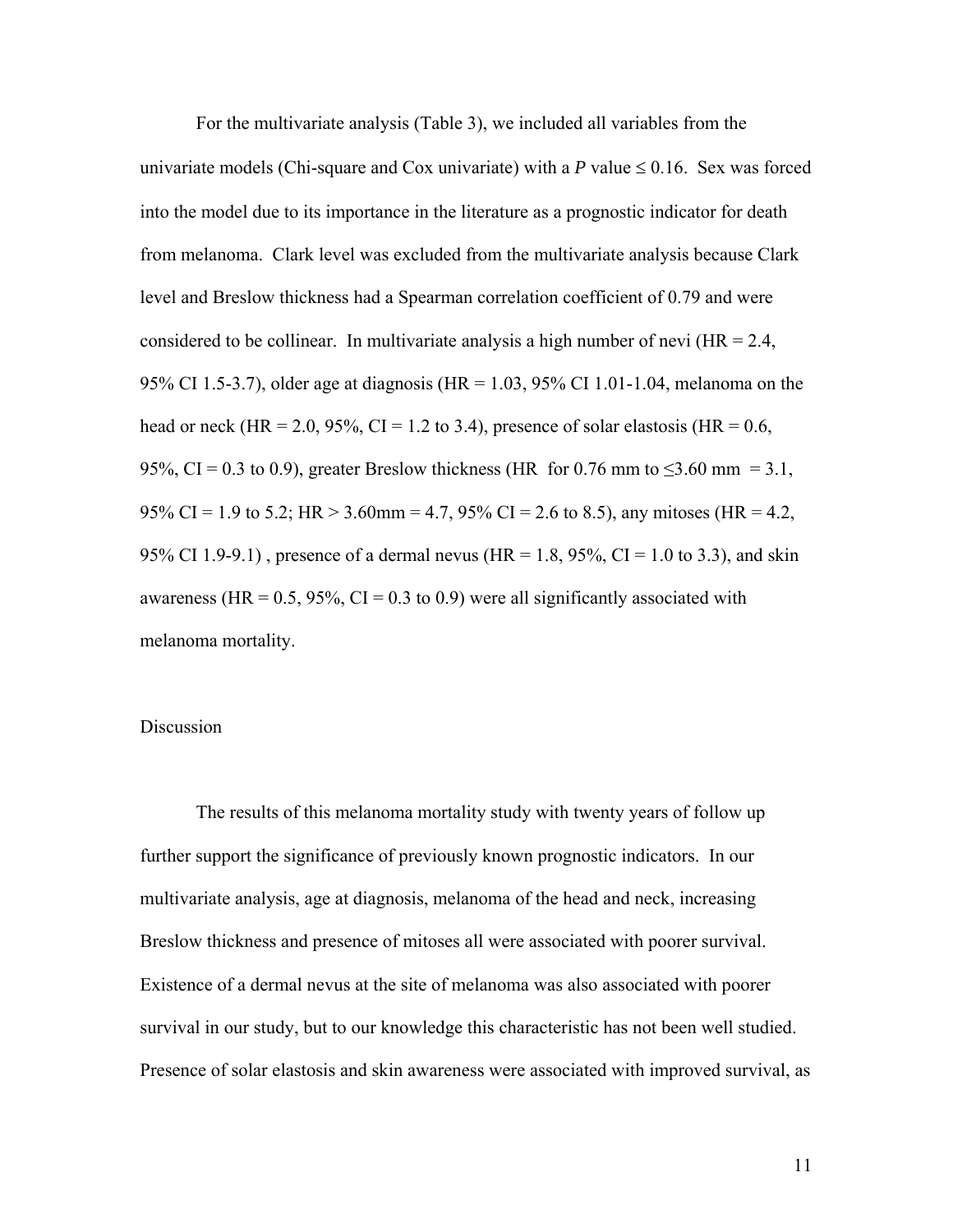For the multivariate analysis (Table 3), we included all variables from the univariate models (Chi-square and Cox univariate) with a *P* value ≤ 0.16. Sex was forced into the model due to its importance in the literature as a prognostic indicator for death from melanoma. Clark level was excluded from the multivariate analysis because Clark level and Breslow thickness had a Spearman correlation coefficient of 0.79 and were considered to be collinear. In multivariate analysis a high number of nevi (HR = 2.4, 95% CI 1.5-3.7), older age at diagnosis (HR = 1.03, 95% CI 1.01-1.04, melanoma on the head or neck (HR = 2.0, 95%, CI = 1.2 to 3.4), presence of solar elastosis (HR = 0.6, 95%, CI = 0.3 to 0.9), greater Breslow thickness (HR for 0.76 mm to ≤3.60 mm = 3.1, 95% CI = 1.9 to 5.2; HR > 3.60mm = 4.7, 95% CI = 2.6 to 8.5), any mitoses (HR = 4.2, 95% CI 1.9-9.1) , presence of a dermal nevus (HR = 1.8, 95%, CI = 1.0 to 3.3), and skin awareness (HR = 0.5, 95%, CI = 0.3 to 0.9) were all significantly associated with melanoma mortality.

## Discussion

The results of this melanoma mortality study with twenty years of follow up further support the significance of previously known prognostic indicators. In our multivariate analysis, age at diagnosis, melanoma of the head and neck, increasing Breslow thickness and presence of mitoses all were associated with poorer survival. Existence of a dermal nevus at the site of melanoma was also associated with poorer survival in our study, but to our knowledge this characteristic has not been well studied. Presence of solar elastosis and skin awareness were associated with improved survival, as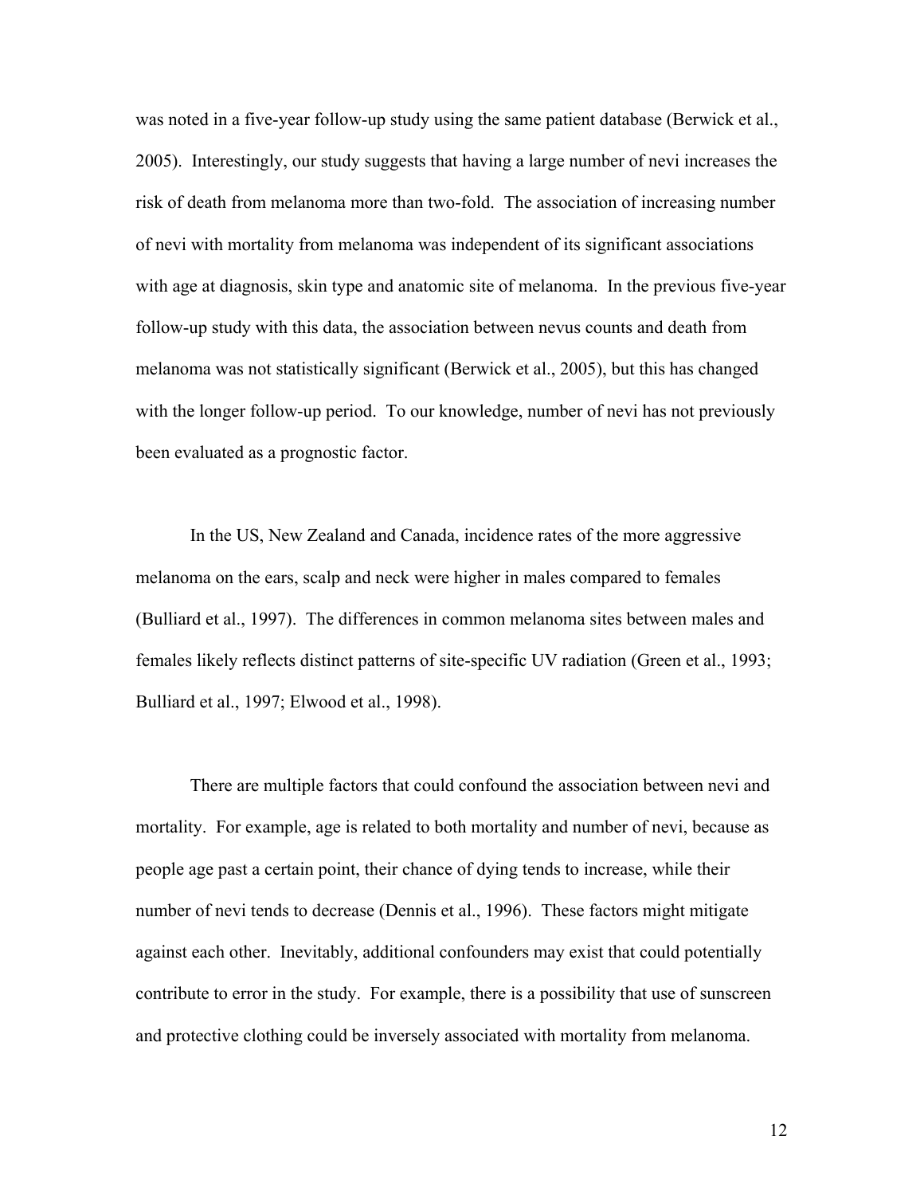was noted in a five-year follow-up study using the same patient database (Berwick et al., 2005). Interestingly, our study suggests that having a large number of nevi increases the risk of death from melanoma more than two-fold. The association of increasing number of nevi with mortality from melanoma was independent of its significant associations with age at diagnosis, skin type and anatomic site of melanoma. In the previous five-year follow-up study with this data, the association between nevus counts and death from melanoma was not statistically significant (Berwick et al., 2005), but this has changed with the longer follow-up period. To our knowledge, number of nevi has not previously been evaluated as a prognostic factor.

In the US, New Zealand and Canada, incidence rates of the more aggressive melanoma on the ears, scalp and neck were higher in males compared to females (Bulliard et al., 1997). The differences in common melanoma sites between males and females likely reflects distinct patterns of site-specific UV radiation (Green et al., 1993; Bulliard et al., 1997; Elwood et al., 1998).

There are multiple factors that could confound the association between nevi and mortality. For example, age is related to both mortality and number of nevi, because as people age past a certain point, their chance of dying tends to increase, while their number of nevi tends to decrease (Dennis et al., 1996). These factors might mitigate against each other. Inevitably, additional confounders may exist that could potentially contribute to error in the study. For example, there is a possibility that use of sunscreen and protective clothing could be inversely associated with mortality from melanoma.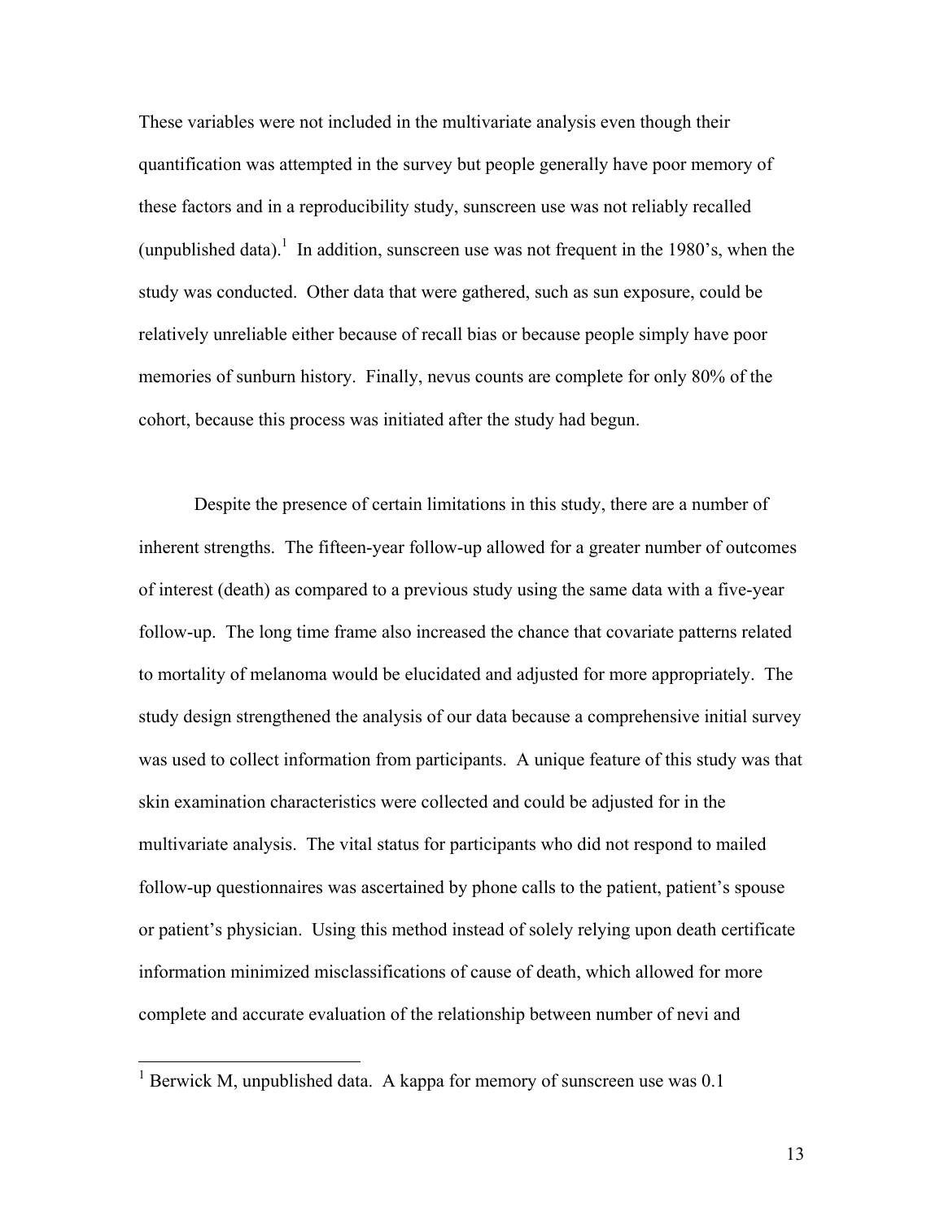These variables were not included in the multivariate analysis even though their quantification was attempted in the survey but people generally have poor memory of these factors and in a reproducibility study, sunscreen use was not reliably recalled (unpublished data).[1] In addition, sunscreen use was not frequent in the 1980's, when the study was conducted. Other data that were gathered, such as sun exposure, could be relatively unreliable either because of recall bias or because people simply have poor memories of sunburn history. Finally, nevus counts are complete for only 80% of the cohort, because this process was initiated after the study had begun.

Despite the presence of certain limitations in this study, there are a number of inherent strengths. The fifteen-year follow-up allowed for a greater number of outcomes of interest (death) as compared to a previous study using the same data with a five-year follow-up. The long time frame also increased the chance that covariate patterns related to mortality of melanoma would be elucidated and adjusted for more appropriately. The study design strengthened the analysis of our data because a comprehensive initial survey was used to collect information from participants. A unique feature of this study was that skin examination characteristics were collected and could be adjusted for in the multivariate analysis. The vital status for participants who did not respond to mailed follow-up questionnaires was ascertained by phone calls to the patient, patient's spouse or patient's physician. Using this method instead of solely relying upon death certificate information minimized misclassifications of cause of death, which allowed for more complete and accurate evaluation of the relationship between number of nevi and

---

[1] Berwick M, unpublished data. A kappa for memory of sunscreen use was 0.1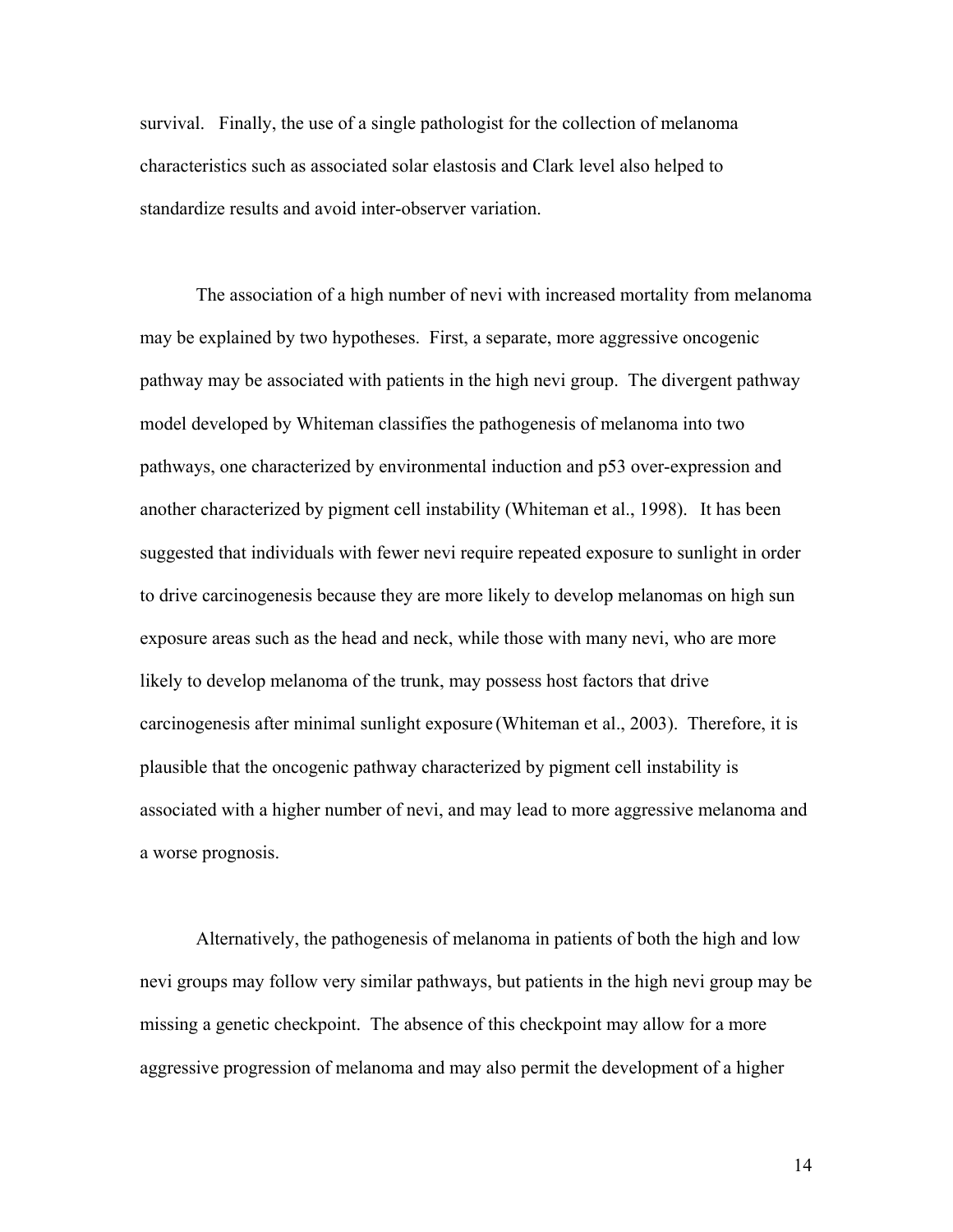survival. Finally, the use of a single pathologist for the collection of melanoma characteristics such as associated solar elastosis and Clark level also helped to standardize results and avoid inter-observer variation.

The association of a high number of nevi with increased mortality from melanoma may be explained by two hypotheses. First, a separate, more aggressive oncogenic pathway may be associated with patients in the high nevi group. The divergent pathway model developed by Whiteman classifies the pathogenesis of melanoma into two pathways, one characterized by environmental induction and p53 over-expression and another characterized by pigment cell instability (Whiteman et al., 1998). It has been suggested that individuals with fewer nevi require repeated exposure to sunlight in order to drive carcinogenesis because they are more likely to develop melanomas on high sun exposure areas such as the head and neck, while those with many nevi, who are more likely to develop melanoma of the trunk, may possess host factors that drive carcinogenesis after minimal sunlight exposure (Whiteman et al., 2003). Therefore, it is plausible that the oncogenic pathway characterized by pigment cell instability is associated with a higher number of nevi, and may lead to more aggressive melanoma and a worse prognosis.

Alternatively, the pathogenesis of melanoma in patients of both the high and low nevi groups may follow very similar pathways, but patients in the high nevi group may be missing a genetic checkpoint. The absence of this checkpoint may allow for a more aggressive progression of melanoma and may also permit the development of a higher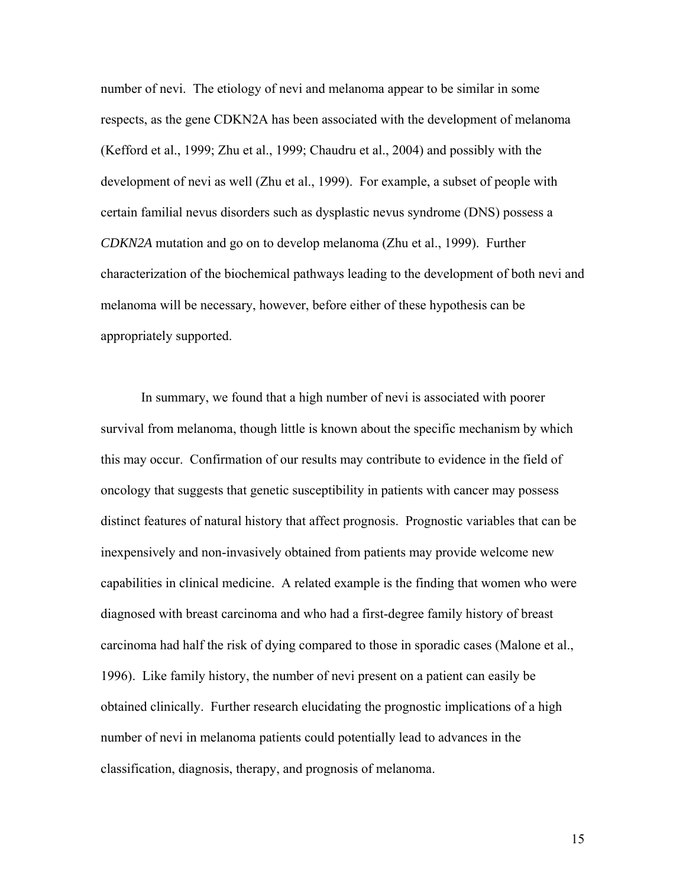number of nevi. The etiology of nevi and melanoma appear to be similar in some respects, as the gene CDKN2A has been associated with the development of melanoma (Kefford et al., 1999; Zhu et al., 1999; Chaudru et al., 2004) and possibly with the development of nevi as well (Zhu et al., 1999). For example, a subset of people with certain familial nevus disorders such as dysplastic nevus syndrome (DNS) possess a *CDKN2A* mutation and go on to develop melanoma (Zhu et al., 1999). Further characterization of the biochemical pathways leading to the development of both nevi and melanoma will be necessary, however, before either of these hypothesis can be appropriately supported.

In summary, we found that a high number of nevi is associated with poorer survival from melanoma, though little is known about the specific mechanism by which this may occur. Confirmation of our results may contribute to evidence in the field of oncology that suggests that genetic susceptibility in patients with cancer may possess distinct features of natural history that affect prognosis. Prognostic variables that can be inexpensively and non-invasively obtained from patients may provide welcome new capabilities in clinical medicine. A related example is the finding that women who were diagnosed with breast carcinoma and who had a first-degree family history of breast carcinoma had half the risk of dying compared to those in sporadic cases (Malone et al., 1996). Like family history, the number of nevi present on a patient can easily be obtained clinically. Further research elucidating the prognostic implications of a high number of nevi in melanoma patients could potentially lead to advances in the classification, diagnosis, therapy, and prognosis of melanoma.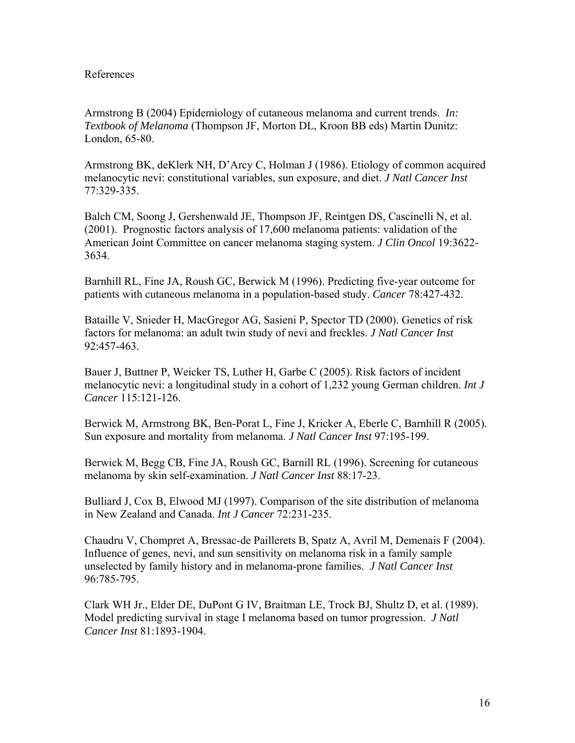References

Armstrong B (2004) Epidemiology of cutaneous melanoma and current trends. *In: Textbook of Melanoma* (Thompson JF, Morton DL, Kroon BB eds) Martin Dunitz: London, 65-80.

Armstrong BK, deKlerk NH, D'Arcy C, Holman J (1986). Etiology of common acquired melanocytic nevi: constitutional variables, sun exposure, and diet. *J Natl Cancer Inst* 77:329-335.

Balch CM, Soong J, Gershenwald JE, Thompson JF, Reintgen DS, Cascinelli N, et al. (2001). Prognostic factors analysis of 17,600 melanoma patients: validation of the American Joint Committee on cancer melanoma staging system. *J Clin Oncol* 19:3622-3634.

Barnhill RL, Fine JA, Roush GC, Berwick M (1996). Predicting five-year outcome for patients with cutaneous melanoma in a population-based study. *Cancer* 78:427-432.

Bataille V, Snieder H, MacGregor AG, Sasieni P, Spector TD (2000). Genetics of risk factors for melanoma: an adult twin study of nevi and freckles. *J Natl Cancer Inst* 92:457-463.

Bauer J, Buttner P, Weicker TS, Luther H, Garbe C (2005). Risk factors of incident melanocytic nevi: a longitudinal study in a cohort of 1,232 young German children. *Int J Cancer* 115:121-126.

Berwick M, Armstrong BK, Ben-Porat L, Fine J, Kricker A, Eberle C, Barnhill R (2005). Sun exposure and mortality from melanoma. *J Natl Cancer Inst* 97:195-199.

Berwick M, Begg CB, Fine JA, Roush GC, Barnill RL (1996). Screening for cutaneous melanoma by skin self-examination. *J Natl Cancer Inst* 88:17-23.

Bulliard J, Cox B, Elwood MJ (1997). Comparison of the site distribution of melanoma in New Zealand and Canada. *Int J Cancer* 72:231-235.

Chaudru V, Chompret A, Bressac-de Paillerets B, Spatz A, Avril M, Demenais F (2004). Influence of genes, nevi, and sun sensitivity on melanoma risk in a family sample unselected by family history and in melanoma-prone families. *J Natl Cancer Inst* 96:785-795.

Clark WH Jr., Elder DE, DuPont G IV, Braitman LE, Trock BJ, Shultz D, et al. (1989). Model predicting survival in stage I melanoma based on tumor progression. *J Natl Cancer Inst* 81:1893-1904.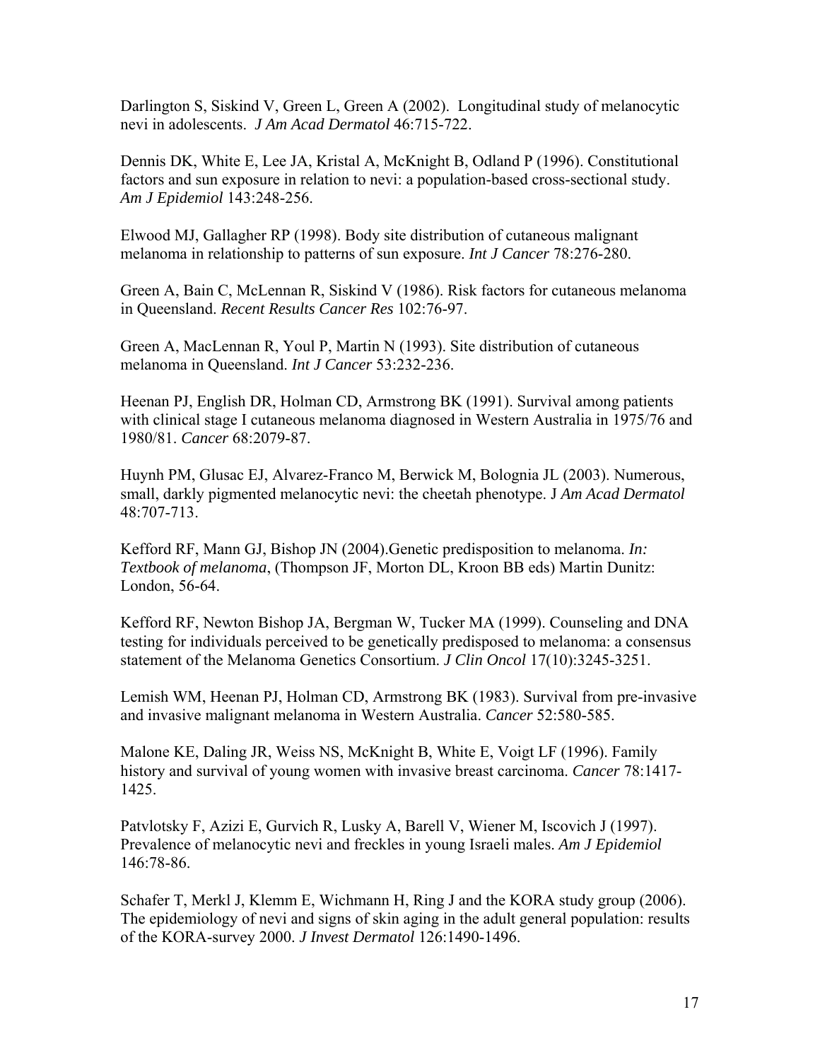Darlington S, Siskind V, Green L, Green A (2002). Longitudinal study of melanocytic nevi in adolescents. *J Am Acad Dermatol* 46:715-722.

Dennis DK, White E, Lee JA, Kristal A, McKnight B, Odland P (1996). Constitutional factors and sun exposure in relation to nevi: a population-based cross-sectional study. *Am J Epidemiol* 143:248-256.

Elwood MJ, Gallagher RP (1998). Body site distribution of cutaneous malignant melanoma in relationship to patterns of sun exposure. *Int J Cancer* 78:276-280.

Green A, Bain C, McLennan R, Siskind V (1986). Risk factors for cutaneous melanoma in Queensland. *Recent Results Cancer Res* 102:76-97.

Green A, MacLennan R, Youl P, Martin N (1993). Site distribution of cutaneous melanoma in Queensland. *Int J Cancer* 53:232-236.

Heenan PJ, English DR, Holman CD, Armstrong BK (1991). Survival among patients with clinical stage I cutaneous melanoma diagnosed in Western Australia in 1975/76 and 1980/81. *Cancer* 68:2079-87.

Huynh PM, Glusac EJ, Alvarez-Franco M, Berwick M, Bolognia JL (2003). Numerous, small, darkly pigmented melanocytic nevi: the cheetah phenotype. J *Am Acad Dermatol* 48:707-713.

Kefford RF, Mann GJ, Bishop JN (2004).Genetic predisposition to melanoma. *In: Textbook of melanoma*, (Thompson JF, Morton DL, Kroon BB eds) Martin Dunitz: London, 56-64.

Kefford RF, Newton Bishop JA, Bergman W, Tucker MA (1999). Counseling and DNA testing for individuals perceived to be genetically predisposed to melanoma: a consensus statement of the Melanoma Genetics Consortium. *J Clin Oncol* 17(10):3245-3251.

Lemish WM, Heenan PJ, Holman CD, Armstrong BK (1983). Survival from pre-invasive and invasive malignant melanoma in Western Australia. *Cancer* 52:580-585.

Malone KE, Daling JR, Weiss NS, McKnight B, White E, Voigt LF (1996). Family history and survival of young women with invasive breast carcinoma. *Cancer* 78:1417-1425.

Patvlotsky F, Azizi E, Gurvich R, Lusky A, Barell V, Wiener M, Iscovich J (1997). Prevalence of melanocytic nevi and freckles in young Israeli males. *Am J Epidemiol* 146:78-86.

Schafer T, Merkl J, Klemm E, Wichmann H, Ring J and the KORA study group (2006). The epidemiology of nevi and signs of skin aging in the adult general population: results of the KORA-survey 2000. *J Invest Dermatol* 126:1490-1496.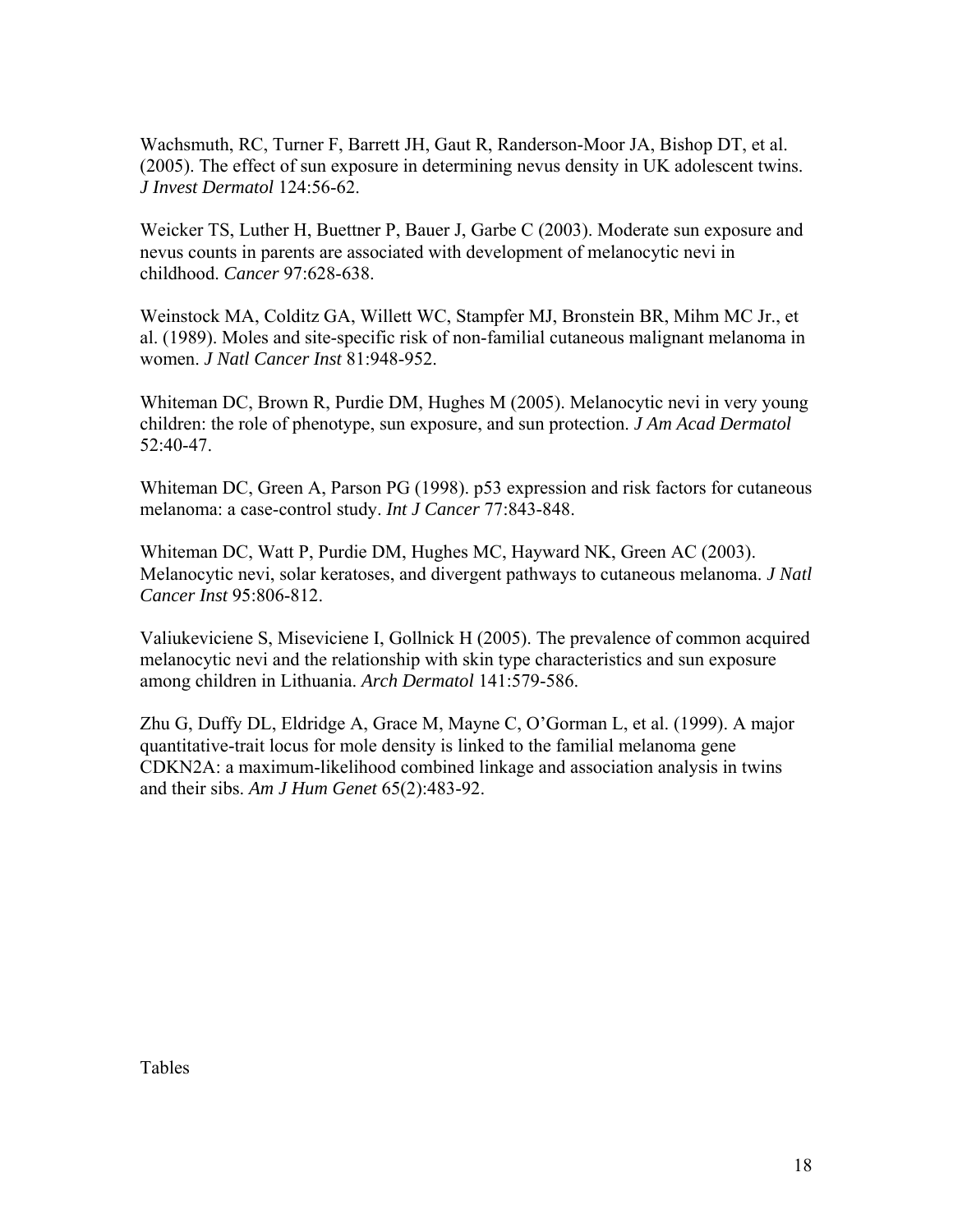Wachsmuth, RC, Turner F, Barrett JH, Gaut R, Randerson-Moor JA, Bishop DT, et al. (2005). The effect of sun exposure in determining nevus density in UK adolescent twins. *J Invest Dermatol* 124:56-62.

Weicker TS, Luther H, Buettner P, Bauer J, Garbe C (2003). Moderate sun exposure and nevus counts in parents are associated with development of melanocytic nevi in childhood. *Cancer* 97:628-638.

Weinstock MA, Colditz GA, Willett WC, Stampfer MJ, Bronstein BR, Mihm MC Jr., et al. (1989). Moles and site-specific risk of non-familial cutaneous malignant melanoma in women. *J Natl Cancer Inst* 81:948-952.

Whiteman DC, Brown R, Purdie DM, Hughes M (2005). Melanocytic nevi in very young children: the role of phenotype, sun exposure, and sun protection. *J Am Acad Dermatol* 52:40-47.

Whiteman DC, Green A, Parson PG (1998). p53 expression and risk factors for cutaneous melanoma: a case-control study. *Int J Cancer* 77:843-848.

Whiteman DC, Watt P, Purdie DM, Hughes MC, Hayward NK, Green AC (2003). Melanocytic nevi, solar keratoses, and divergent pathways to cutaneous melanoma. *J Natl Cancer Inst* 95:806-812.

Valiukeviciene S, Miseviciene I, Gollnick H (2005). The prevalence of common acquired melanocytic nevi and the relationship with skin type characteristics and sun exposure among children in Lithuania. *Arch Dermatol* 141:579-586.

Zhu G, Duffy DL, Eldridge A, Grace M, Mayne C, O'Gorman L, et al. (1999). A major quantitative-trait locus for mole density is linked to the familial melanoma gene CDKN2A: a maximum-likelihood combined linkage and association analysis in twins and their sibs. *Am J Hum Genet* 65(2):483-92.

Tables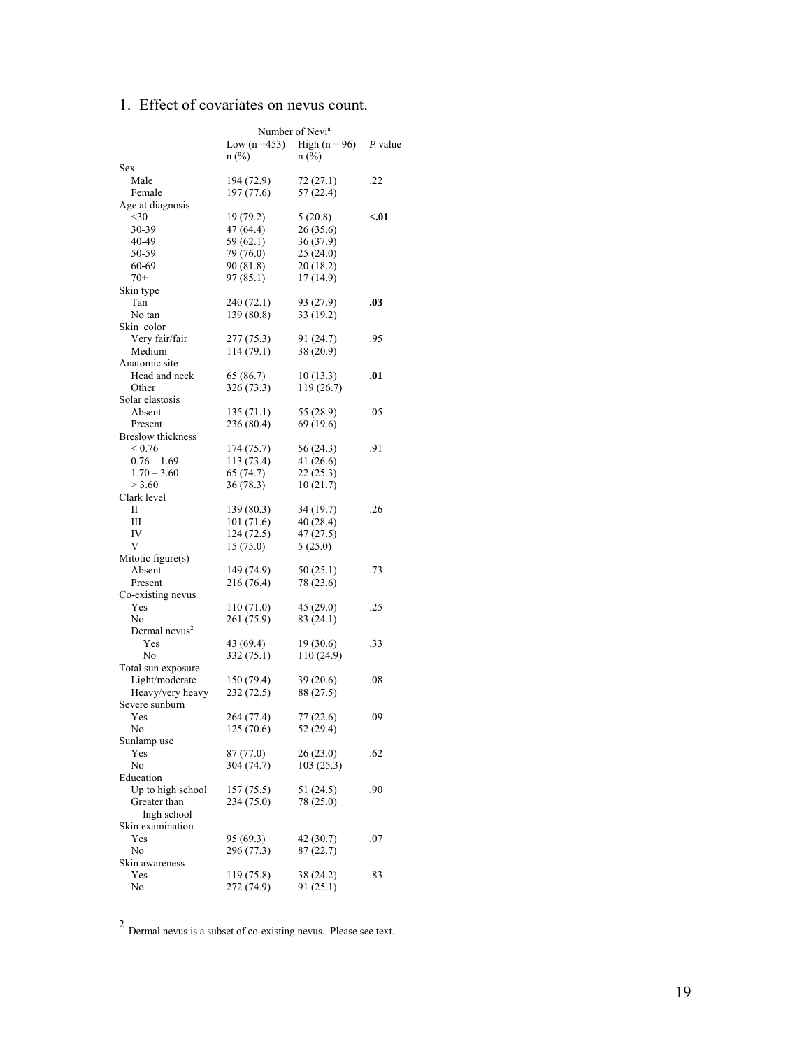1. Effect of covariates on nevus count.

| | Number of Nevi[a] | | |
|---|---|---|---|
| | Low (n =453) n (%) | High (n = 96) n (%) | *P* value |
| Sex | | | |
| Male | 194 (72.9) | 72 (27.1) | .22 |
| Female | 197 (77.6) | 57 (22.4) | |
| Age at diagnosis | | | |
| <30 | 19 (79.2) | 5 (20.8) | **<.01** |
| 30-39 | 47 (64.4) | 26 (35.6) | |
| 40-49 | 59 (62.1) | 36 (37.9) | |
| 50-59 | 79 (76.0) | 25 (24.0) | |
| 60-69 | 90 (81.8) | 20 (18.2) | |
| 70+ | 97 (85.1) | 17 (14.9) | |
| Skin type | | | |
| Tan | 240 (72.1) | 93 (27.9) | **.03** |
| No tan | 139 (80.8) | 33 (19.2) | |
| Skin color | | | |
| Very fair/fair | 277 (75.3) | 91 (24.7) | .95 |
| Medium | 114 (79.1) | 38 (20.9) | |
| Anatomic site | | | |
| Head and neck | 65 (86.7) | 10 (13.3) | **.01** |
| Other | 326 (73.3) | 119 (26.7) | |
| Solar elastosis | | | |
| Absent | 135 (71.1) | 55 (28.9) | .05 |
| Present | 236 (80.4) | 69 (19.6) | |
| Breslow thickness | | | |
| < 0.76 | 174 (75.7) | 56 (24.3) | .91 |
| 0.76 – 1.69 | 113 (73.4) | 41 (26.6) | |
| 1.70 – 3.60 | 65 (74.7) | 22 (25.3) | |
| > 3.60 | 36 (78.3) | 10 (21.7) | |
| Clark level | | | |
| II | 139 (80.3) | 34 (19.7) | .26 |
| III | 101 (71.6) | 40 (28.4) | |
| IV | 124 (72.5) | 47 (27.5) | |
| V | 15 (75.0) | 5 (25.0) | |
| Mitotic figure(s) | | | |
| Absent | 149 (74.9) | 50 (25.1) | .73 |
| Present | 216 (76.4) | 78 (23.6) | |
| Co-existing nevus | | | |
| Yes | 110 (71.0) | 45 (29.0) | .25 |
| No | 261 (75.9) | 83 (24.1) | |
| Dermal nevus[2] | | | |
| Yes | 43 (69.4) | 19 (30.6) | .33 |
| No | 332 (75.1) | 110 (24.9) | |
| Total sun exposure | | | |
| Light/moderate | 150 (79.4) | 39 (20.6) | .08 |
| Heavy/very heavy | 232 (72.5) | 88 (27.5) | |
| Severe sunburn | | | |
| Yes | 264 (77.4) | 77 (22.6) | .09 |
| No | 125 (70.6) | 52 (29.4) | |
| Sunlamp use | | | |
| Yes | 87 (77.0) | 26 (23.0) | .62 |
| No | 304 (74.7) | 103 (25.3) | |
| Education | | | |
| Up to high school | 157 (75.5) | 51 (24.5) | .90 |
| Greater than high school | 234 (75.0) | 78 (25.0) | |
| Skin examination | | | |
| Yes | 95 (69.3) | 42 (30.7) | .07 |
| No | 296 (77.3) | 87 (22.7) | |
| Skin awareness | | | |
| Yes | 119 (75.8) | 38 (24.2) | .83 |
| No | 272 (74.9) | 91 (25.1) | |

[2] Dermal nevus is a subset of co-existing nevus. Please see text.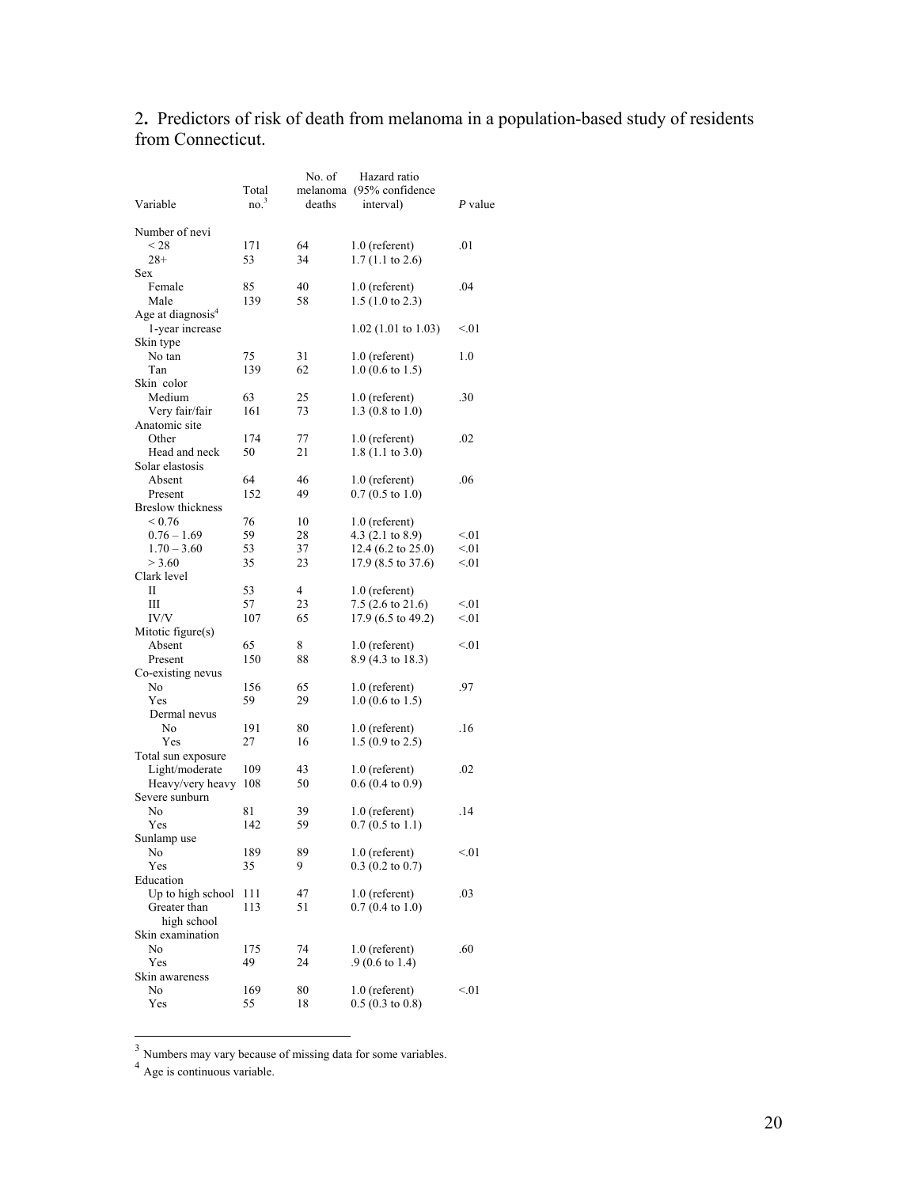2. Predictors of risk of death from melanoma in a population-based study of residents from Connecticut.

| Variable | Total no.[3] | No. of melanoma deaths | Hazard ratio (95% confidence interval) | *P* value |
|---|---|---|---|---|
| Number of nevi | | | | |
| < 28 | 171 | 64 | 1.0 (referent) | .01 |
| 28+ | 53 | 34 | 1.7 (1.1 to 2.6) | |
| Sex | | | | |
| Female | 85 | 40 | 1.0 (referent) | .04 |
| Male | 139 | 58 | 1.5 (1.0 to 2.3) | |
| Age at diagnosis[4] | | | | |
| 1-year increase | | | 1.02 (1.01 to 1.03) | <.01 |
| Skin type | | | | |
| No tan | 75 | 31 | 1.0 (referent) | 1.0 |
| Tan | 139 | 62 | 1.0 (0.6 to 1.5) | |
| Skin color | | | | |
| Medium | 63 | 25 | 1.0 (referent) | .30 |
| Very fair/fair | 161 | 73 | 1.3 (0.8 to 1.0) | |
| Anatomic site | | | | |
| Other | 174 | 77 | 1.0 (referent) | .02 |
| Head and neck | 50 | 21 | 1.8 (1.1 to 3.0) | |
| Solar elastosis | | | | |
| Absent | 64 | 46 | 1.0 (referent) | .06 |
| Present | 152 | 49 | 0.7 (0.5 to 1.0) | |
| Breslow thickness | | | | |
| < 0.76 | 76 | 10 | 1.0 (referent) | |
| 0.76 – 1.69 | 59 | 28 | 4.3 (2.1 to 8.9) | <.01 |
| 1.70 – 3.60 | 53 | 37 | 12.4 (6.2 to 25.0) | <.01 |
| > 3.60 | 35 | 23 | 17.9 (8.5 to 37.6) | <.01 |
| Clark level | | | | |
| II | 53 | 4 | 1.0 (referent) | |
| III | 57 | 23 | 7.5 (2.6 to 21.6) | <.01 |
| IV/V | 107 | 65 | 17.9 (6.5 to 49.2) | <.01 |
| Mitotic figure(s) | | | | |
| Absent | 65 | 8 | 1.0 (referent) | <.01 |
| Present | 150 | 88 | 8.9 (4.3 to 18.3) | |
| Co-existing nevus | | | | |
| No | 156 | 65 | 1.0 (referent) | .97 |
| Yes | 59 | 29 | 1.0 (0.6 to 1.5) | |
| Dermal nevus | | | | |
| No | 191 | 80 | 1.0 (referent) | .16 |
| Yes | 27 | 16 | 1.5 (0.9 to 2.5) | |
| Total sun exposure | | | | |
| Light/moderate | 109 | 43 | 1.0 (referent) | .02 |
| Heavy/very heavy | 108 | 50 | 0.6 (0.4 to 0.9) | |
| Severe sunburn | | | | |
| No | 81 | 39 | 1.0 (referent) | .14 |
| Yes | 142 | 59 | 0.7 (0.5 to 1.1) | |
| Sunlamp use | | | | |
| No | 189 | 89 | 1.0 (referent) | <.01 |
| Yes | 35 | 9 | 0.3 (0.2 to 0.7) | |
| Education | | | | |
| Up to high school | 111 | 47 | 1.0 (referent) | .03 |
| Greater than high school | 113 | 51 | 0.7 (0.4 to 1.0) | |
| Skin examination | | | | |
| No | 175 | 74 | 1.0 (referent) | .60 |
| Yes | 49 | 24 | .9 (0.6 to 1.4) | |
| Skin awareness | | | | |
| No | 169 | 80 | 1.0 (referent) | <.01 |
| Yes | 55 | 18 | 0.5 (0.3 to 0.8) | |

[3] Numbers may vary because of missing data for some variables.

[4] Age is continuous variable.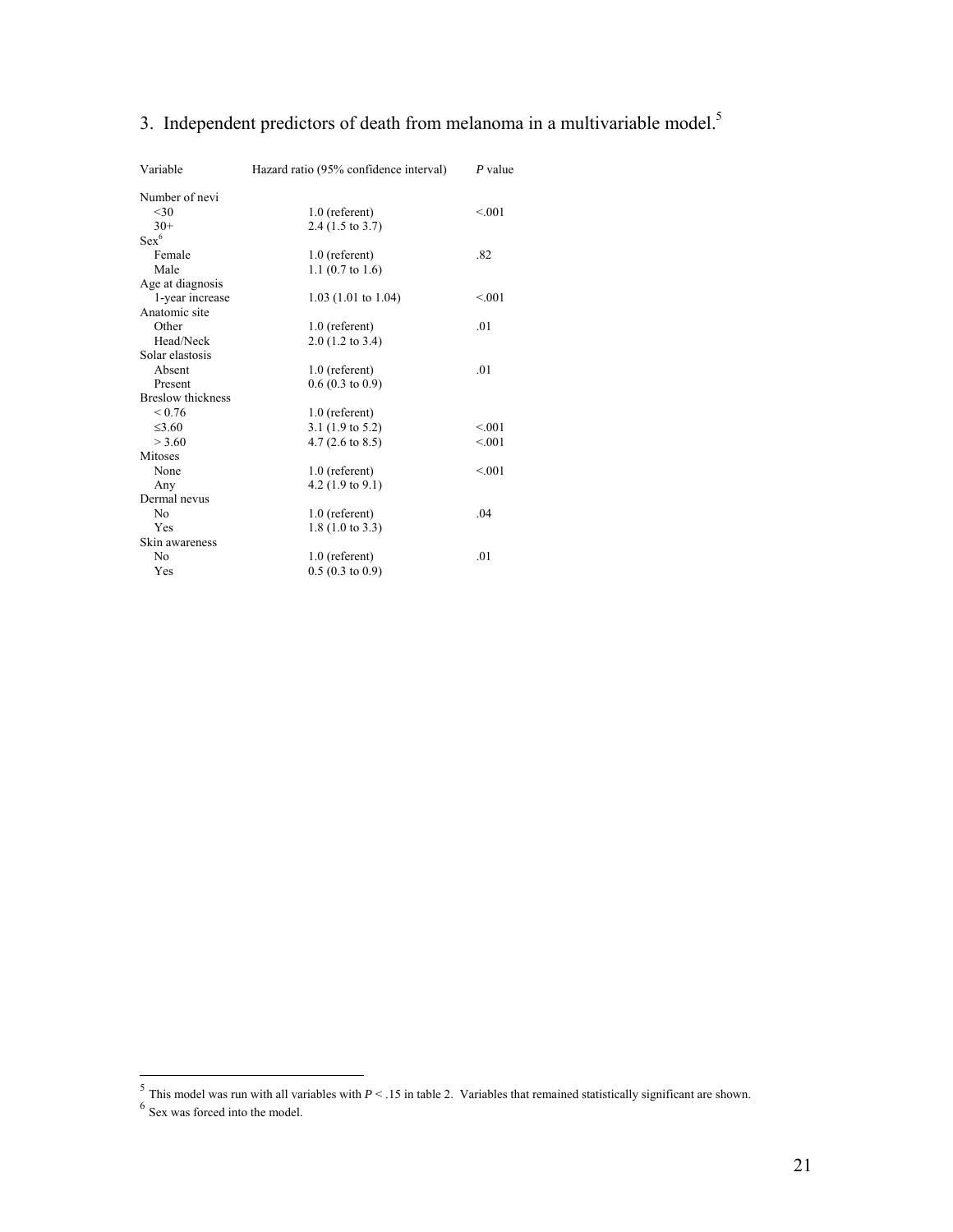3. Independent predictors of death from melanoma in a multivariable model.[5]

| Variable | Hazard ratio (95% confidence interval) | *P* value |
|---|---|---|
| Number of nevi | | |
| <30 | 1.0 (referent) | <.001 |
| 30+ | 2.4 (1.5 to 3.7) | |
| Sex[6] | | |
| Female | 1.0 (referent) | .82 |
| Male | 1.1 (0.7 to 1.6) | |
| Age at diagnosis | | |
| 1-year increase | 1.03 (1.01 to 1.04) | <.001 |
| Anatomic site | | |
| Other | 1.0 (referent) | .01 |
| Head/Neck | 2.0 (1.2 to 3.4) | |
| Solar elastosis | | |
| Absent | 1.0 (referent) | .01 |
| Present | 0.6 (0.3 to 0.9) | |
| Breslow thickness | | |
| < 0.76 | 1.0 (referent) | |
| ≤3.60 | 3.1 (1.9 to 5.2) | <.001 |
| > 3.60 | 4.7 (2.6 to 8.5) | <.001 |
| Mitoses | | |
| None | 1.0 (referent) | <.001 |
| Any | 4.2 (1.9 to 9.1) | |
| Dermal nevus | | |
| No | 1.0 (referent) | .04 |
| Yes | 1.8 (1.0 to 3.3) | |
| Skin awareness | | |
| No | 1.0 (referent) | .01 |
| Yes | 0.5 (0.3 to 0.9) | |

[5] This model was run with all variables with $P < .15$ in table 2. Variables that remained statistically significant are shown.

[6] Sex was forced into the model.